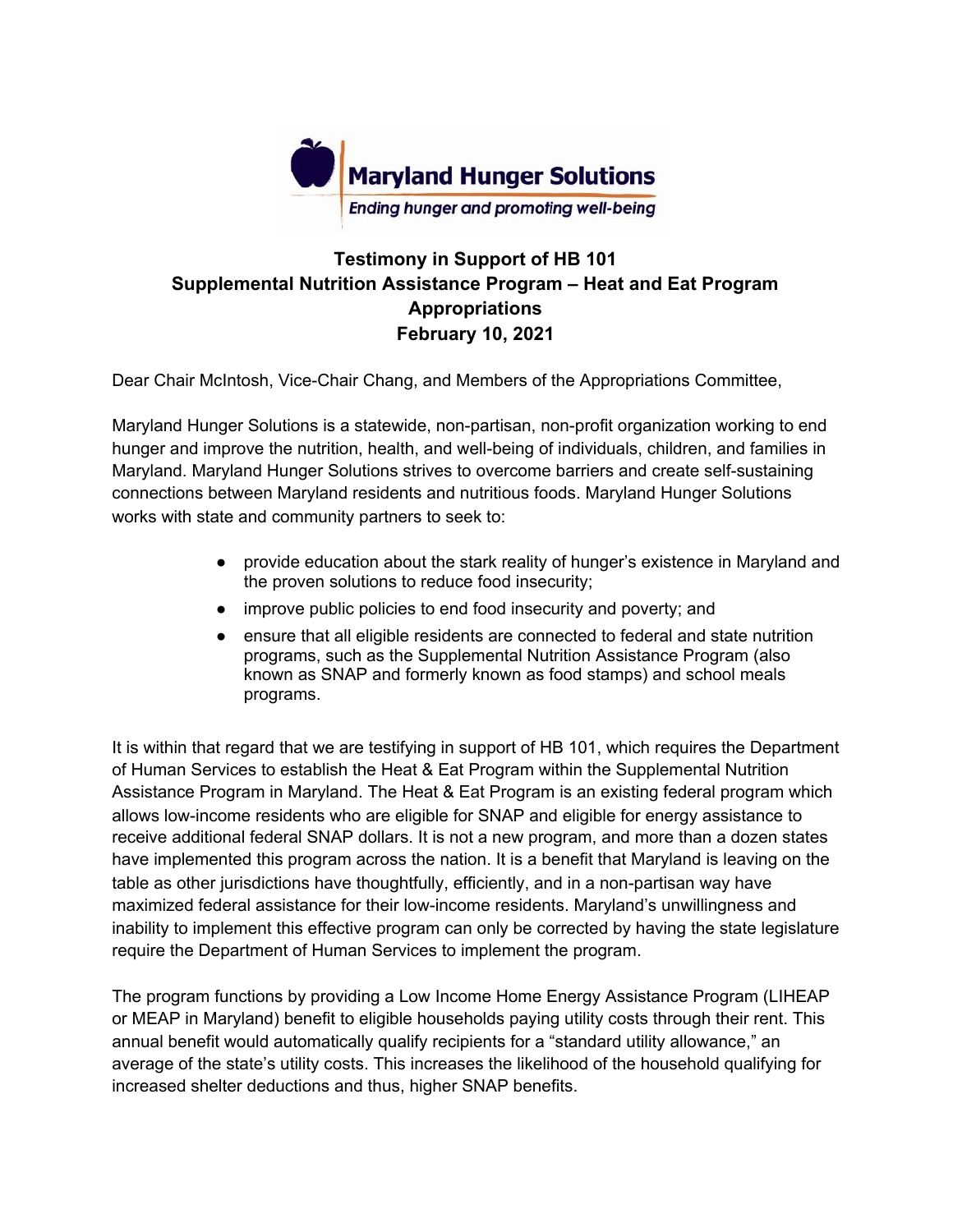**Maryland Hunger Solutions**

*Ending hunger and promoting well-being*

# Testimony in Support of HB 101
## Supplemental Nutrition Assistance Program – Heat and Eat Program
## Appropriations
## February 10, 2021

Dear Chair McIntosh, Vice-Chair Chang, and Members of the Appropriations Committee,

Maryland Hunger Solutions is a statewide, non-partisan, non-profit organization working to end hunger and improve the nutrition, health, and well-being of individuals, children, and families in Maryland. Maryland Hunger Solutions strives to overcome barriers and create self-sustaining connections between Maryland residents and nutritious foods. Maryland Hunger Solutions works with state and community partners to seek to:

- provide education about the stark reality of hunger's existence in Maryland and the proven solutions to reduce food insecurity;
- improve public policies to end food insecurity and poverty; and
- ensure that all eligible residents are connected to federal and state nutrition programs, such as the Supplemental Nutrition Assistance Program (also known as SNAP and formerly known as food stamps) and school meals programs.

It is within that regard that we are testifying in support of HB 101, which requires the Department of Human Services to establish the Heat & Eat Program within the Supplemental Nutrition Assistance Program in Maryland. The Heat & Eat Program is an existing federal program which allows low-income residents who are eligible for SNAP and eligible for energy assistance to receive additional federal SNAP dollars. It is not a new program, and more than a dozen states have implemented this program across the nation. It is a benefit that Maryland is leaving on the table as other jurisdictions have thoughtfully, efficiently, and in a non-partisan way have maximized federal assistance for their low-income residents. Maryland's unwillingness and inability to implement this effective program can only be corrected by having the state legislature require the Department of Human Services to implement the program.

The program functions by providing a Low Income Home Energy Assistance Program (LIHEAP or MEAP in Maryland) benefit to eligible households paying utility costs through their rent. This annual benefit would automatically qualify recipients for a "standard utility allowance," an average of the state's utility costs. This increases the likelihood of the household qualifying for increased shelter deductions and thus, higher SNAP benefits.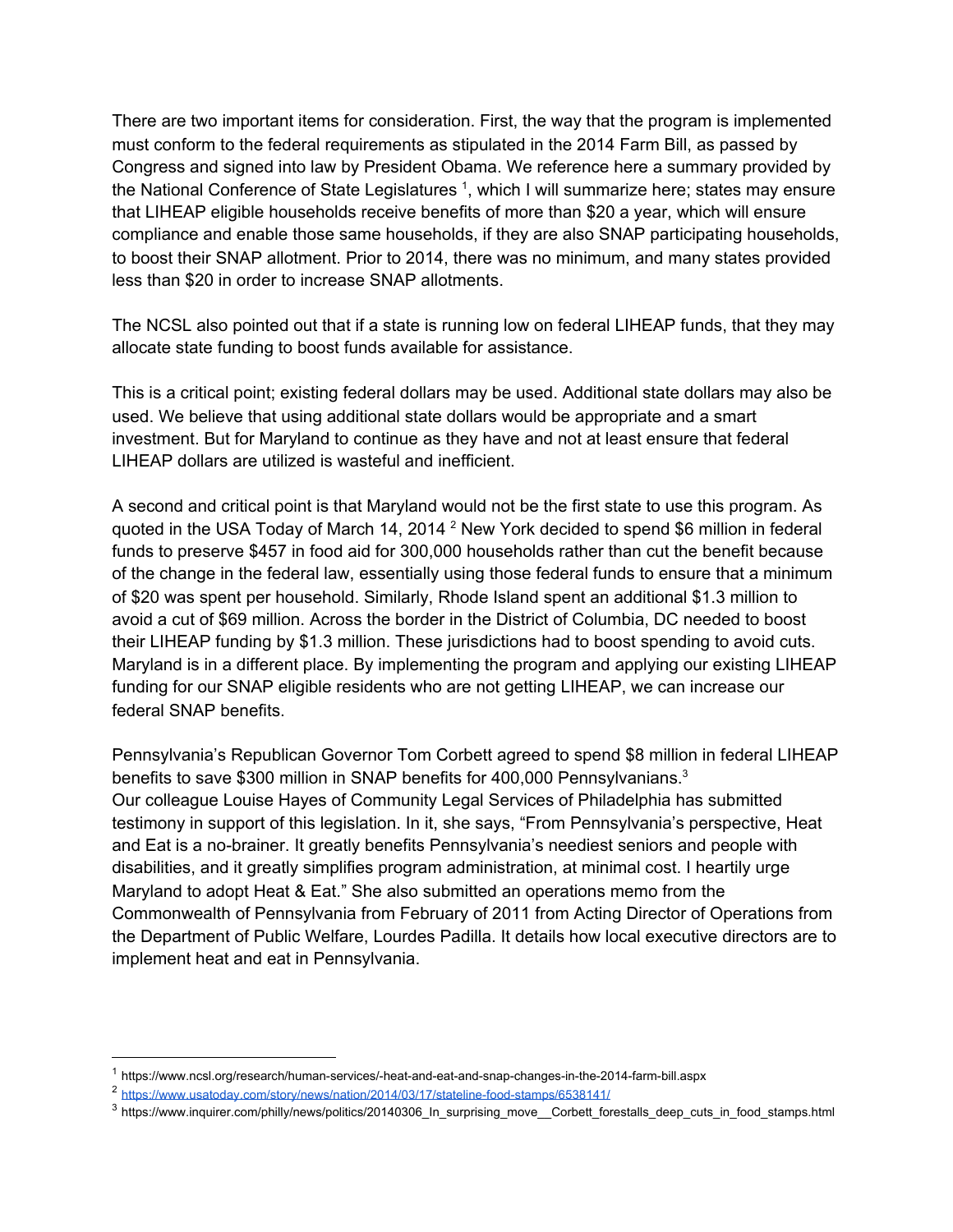There are two important items for consideration. First, the way that the program is implemented must conform to the federal requirements as stipulated in the 2014 Farm Bill, as passed by Congress and signed into law by President Obama. We reference here a summary provided by the National Conference of State Legislatures [1], which I will summarize here; states may ensure that LIHEAP eligible households receive benefits of more than $20 a year, which will ensure compliance and enable those same households, if they are also SNAP participating households, to boost their SNAP allotment. Prior to 2014, there was no minimum, and many states provided less than $20 in order to increase SNAP allotments.

The NCSL also pointed out that if a state is running low on federal LIHEAP funds, that they may allocate state funding to boost funds available for assistance.

This is a critical point; existing federal dollars may be used. Additional state dollars may also be used. We believe that using additional state dollars would be appropriate and a smart investment. But for Maryland to continue as they have and not at least ensure that federal LIHEAP dollars are utilized is wasteful and inefficient.

A second and critical point is that Maryland would not be the first state to use this program. As quoted in the USA Today of March 14, 2014 [2] New York decided to spend $6 million in federal funds to preserve $457 in food aid for 300,000 households rather than cut the benefit because of the change in the federal law, essentially using those federal funds to ensure that a minimum of $20 was spent per household. Similarly, Rhode Island spent an additional $1.3 million to avoid a cut of $69 million. Across the border in the District of Columbia, DC needed to boost their LIHEAP funding by $1.3 million. These jurisdictions had to boost spending to avoid cuts. Maryland is in a different place. By implementing the program and applying our existing LIHEAP funding for our SNAP eligible residents who are not getting LIHEAP, we can increase our federal SNAP benefits.

Pennsylvania's Republican Governor Tom Corbett agreed to spend $8 million in federal LIHEAP benefits to save $300 million in SNAP benefits for 400,000 Pennsylvanians.[3]
Our colleague Louise Hayes of Community Legal Services of Philadelphia has submitted testimony in support of this legislation. In it, she says, "From Pennsylvania's perspective, Heat and Eat is a no-brainer. It greatly benefits Pennsylvania's neediest seniors and people with disabilities, and it greatly simplifies program administration, at minimal cost. I heartily urge Maryland to adopt Heat & Eat." She also submitted an operations memo from the Commonwealth of Pennsylvania from February of 2011 from Acting Director of Operations from the Department of Public Welfare, Lourdes Padilla. It details how local executive directors are to implement heat and eat in Pennsylvania.

---

[1] https://www.ncsl.org/research/human-services/-heat-and-eat-and-snap-changes-in-the-2014-farm-bill.aspx

[2] https://www.usatoday.com/story/news/nation/2014/03/17/stateline-food-stamps/6538141/

[3] https://www.inquirer.com/philly/news/politics/20140306_In_surprising_move__Corbett_forestalls_deep_cuts_in_food_stamps.html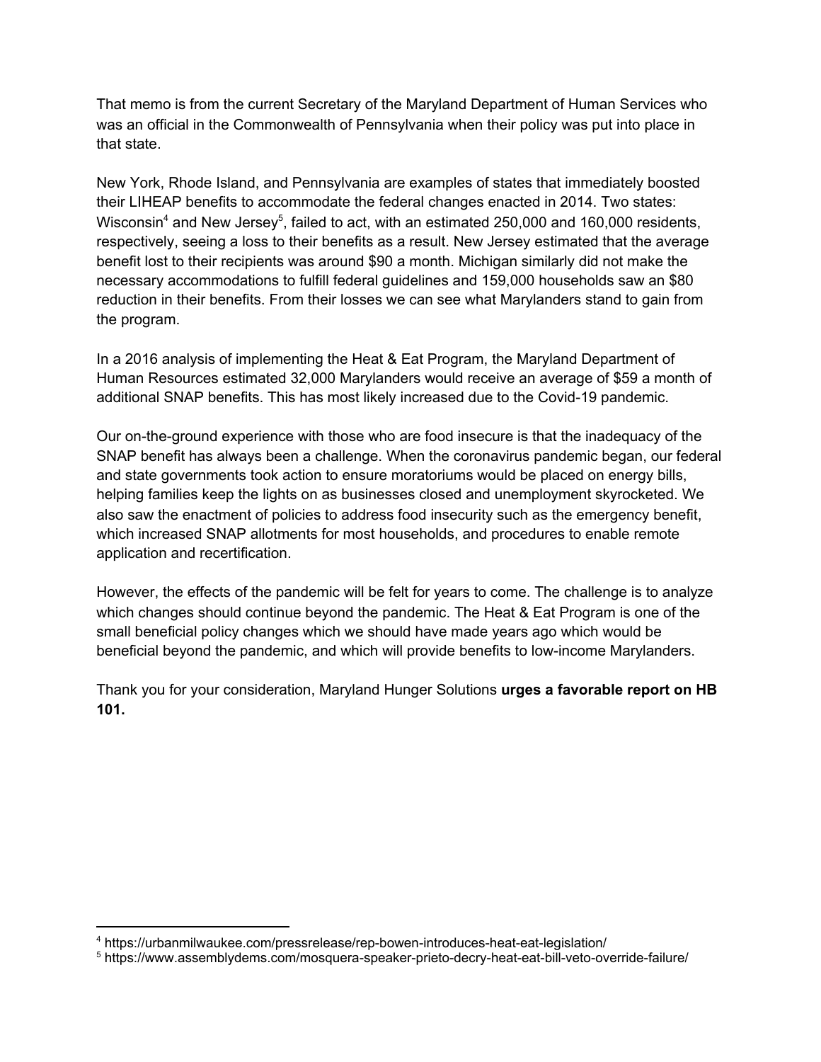That memo is from the current Secretary of the Maryland Department of Human Services who was an official in the Commonwealth of Pennsylvania when their policy was put into place in that state.

New York, Rhode Island, and Pennsylvania are examples of states that immediately boosted their LIHEAP benefits to accommodate the federal changes enacted in 2014. Two states: Wisconsin[4] and New Jersey[5], failed to act, with an estimated 250,000 and 160,000 residents, respectively, seeing a loss to their benefits as a result. New Jersey estimated that the average benefit lost to their recipients was around $90 a month. Michigan similarly did not make the necessary accommodations to fulfill federal guidelines and 159,000 households saw an $80 reduction in their benefits. From their losses we can see what Marylanders stand to gain from the program.

In a 2016 analysis of implementing the Heat & Eat Program, the Maryland Department of Human Resources estimated 32,000 Marylanders would receive an average of $59 a month of additional SNAP benefits. This has most likely increased due to the Covid-19 pandemic.

Our on-the-ground experience with those who are food insecure is that the inadequacy of the SNAP benefit has always been a challenge. When the coronavirus pandemic began, our federal and state governments took action to ensure moratoriums would be placed on energy bills, helping families keep the lights on as businesses closed and unemployment skyrocketed. We also saw the enactment of policies to address food insecurity such as the emergency benefit, which increased SNAP allotments for most households, and procedures to enable remote application and recertification.

However, the effects of the pandemic will be felt for years to come. The challenge is to analyze which changes should continue beyond the pandemic. The Heat & Eat Program is one of the small beneficial policy changes which we should have made years ago which would be beneficial beyond the pandemic, and which will provide benefits to low-income Marylanders.

Thank you for your consideration, Maryland Hunger Solutions **urges a favorable report on HB 101.**

---

[4] https://urbanmilwaukee.com/pressrelease/rep-bowen-introduces-heat-eat-legislation/

[5] https://www.assemblydems.com/mosquera-speaker-prieto-decry-heat-eat-bill-veto-override-failure/